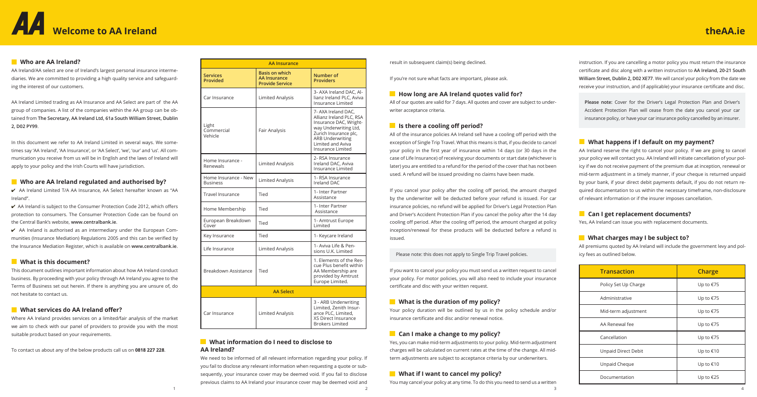# Welcome to AA Ireland

## Who are AA Ireland?

AA Ireland/AA select are one of Ireland's largest personal insurance intermediaries. We are committed to providing a high quality service and safeguarding the interest of our customers.

AA Ireland Limited trading as AA Insurance and AA Select are part of the AA group of companies. A list of the companies within the AA group can be obtained from **The Secretary, AA Ireland Ltd, 61a South William Street, Dublin 2, D02 PY99**.

In this document we refer to AA Ireland Limited in several ways. We sometimes say 'AA Ireland', 'AA Insurance', or 'AA Select', 'we', 'our' and 'us'. All communication you receive from us will be in English and the laws of Ireland will apply to your policy and the Irish Courts will have jurisdiction.

## Who are AA Ireland regulated and authorised by?

✔ AA Ireland Limited T/A AA Insurance, AA Select hereafter known as "AA Ireland".

✔ AA Ireland is subject to the Consumer Protection Code 2012, which offers protection to consumers. The Consumer Protection Code can be found on the Central Bank's website, **www.centralbank.ie**.

✔ AA Ireland is authorised as an intermediary under the European Communities (Insurance Mediation) Regulations 2005 and this can be verified by the Insurance Mediation Register, which is available on **www.centralbank.ie**.

## What is this document?

This document outlines important information about how AA Ireland conduct business. By proceeding with your policy through AA Ireland you agree to the Terms of Business set out herein. If there is anything you are unsure of, do not hesitate to contact us.

## What services do AA Ireland offer?

Where AA Ireland provides services on a limited/fair analysis of the market we aim to check with our panel of providers to provide you with the most suitable product based on your requirements.

To contact us about any of the below products call us on **0818 227 228**.

| Services Provided | Basis on which AA Insurance Provide Service | Number of Providers |
| --- | --- | --- |
| **AA Insurance** | | |
| Car Insurance | Limited Analysis | 3- AXA Ireland DAC, Allianz Ireland PLC, Aviva Insurance Limited |
| Light Commercial Vehicle | Fair Analysis | 7- AXA Ireland DAC, Allianz Ireland PLC, RSA Insurance DAC, Wrightway Underwriting Ltd, Zurich Insurance plc, ARB Underwriting Limited and Aviva Insurance Limited |
| Home Insurance - Renewals | Limited Analysis | 2- RSA Insurance Ireland DAC, Aviva Insurance Limited |
| Home Insurance - New Business | Limited Analysis | 1- RSA Insurance Ireland DAC |
| Travel Insurance | Tied | 1- Inter Partner Assistance |
| Home Membership | Tied | 1- Inter Partner Assistance |
| European Breakdown Cover | Tied | 1- Amtrust Europe Limited |
| Key Insurance | Tied | 1- Keycare Ireland |
| Life Insurance | Limited Analysis | 1- Aviva Life & Pensions U.K. Limited |
| Breakdown Assistance | Tied | 1. Elements of the Rescue Plus benefit within AA Membership are provided by Amtrust Europe Limited. |
| **AA Select** | | |
| Car Insurance | Limited Analysis | 3 - ARB Underwriting Limited, Zenith Insurance PLC, Limited, XS Direct Insurance Brokers Limited |

## What information do I need to disclose to AA Ireland?

We need to be informed of all relevant information regarding your policy. If you fail to disclose any relevant information when requesting a quote or subsequently, your insurance cover may be deemed void. If you fail to disclose previous claims to AA Ireland your insurance cover may be deemed void and result in subsequent claim(s) being declined.

If you're not sure what facts are important, please ask.

## How long are AA Ireland quotes valid for?

All of our quotes are valid for 7 days. All quotes and cover are subject to underwriter acceptance criteria.

## Is there a cooling off period?

All of the insurance policies AA Ireland sell have a cooling off period with the exception of Single Trip Travel. What this means is that, if you decide to cancel your policy in the first year of insurance within 14 days (or 30 days in the case of Life Insurance) of receiving your documents or start date (whichever is later) you are entitled to a refund for the period of the cover that has not been used. A refund will be issued providing no claims have been made.

If you cancel your policy after the cooling off period, the amount charged by the underwriter will be deducted before your refund is issued. For car insurance policies, no refund will be applied for Driver's Legal Protection Plan and Driver's Accident Protection Plan if you cancel the policy after the 14 day cooling off period. After the cooling off period, the amount charged at policy inception/renewal for these products will be deducted before a refund is issued.

> Please note: this does not apply to Single Trip Travel policies.

If you want to cancel your policy you must send us a written request to cancel your policy. For motor policies, you will also need to include your insurance certificate and disc with your written request.

## What is the duration of my policy?

Your policy duration will be outlined by us in the policy schedule and/or insurance certificate and disc and/or renewal notice.

## Can I make a change to my policy?

Yes, you can make mid-term adjustments to your policy. Mid-term adjustment charges will be calculated on current rates at the time of the change. All mid-term adjustments are subject to acceptance criteria by our underwriters.

## What if I want to cancel my policy?

You may cancel your policy at any time. To do this you need to send us a written instruction. If you are cancelling a motor policy you must return the insurance certificate and disc along with a written instruction to **AA Ireland, 20-21 South William Street, Dublin 2, D02 XE77**. We will cancel your policy from the date we receive your instruction, and (if applicable) your insurance certificate and disc.

> **Please note:** Cover for the Driver's Legal Protection Plan and Driver's Accident Protection Plan will cease from the date you cancel your car insurance policy, or have your car insurance policy cancelled by an insurer.

## What happens if I default on my payment?

AA Ireland reserve the right to cancel your policy. If we are going to cancel your policy we will contact you. AA Ireland will initiate cancellation of your policy if we do not receive payment of the premium due at inception, renewal or mid-term adjustment in a timely manner, if your cheque is returned unpaid by your bank, if your direct debit payments default, if you do not return required documentation to us within the necessary timeframe, non-disclosure of relevant information or if the insurer imposes cancellation.

## Can I get replacement documents?

Yes, AA Ireland can issue you with replacement documents.

## What charges may I be subject to?

All premiums quoted by AA Ireland will include the government levy and policy fees as outlined below.

| Transaction | Charge |
| --- | --- |
| Policy Set Up Charge | Up to €75 |
| Administrative | Up to €75 |
| Mid-term adjustment | Up to €75 |
| AA Renewal fee | Up to €75 |
| Cancellation | Up to €75 |
| Unpaid Direct Debit | Up to €10 |
| Unpaid Cheque | Up to €10 |
| Documentation | Up to €25 |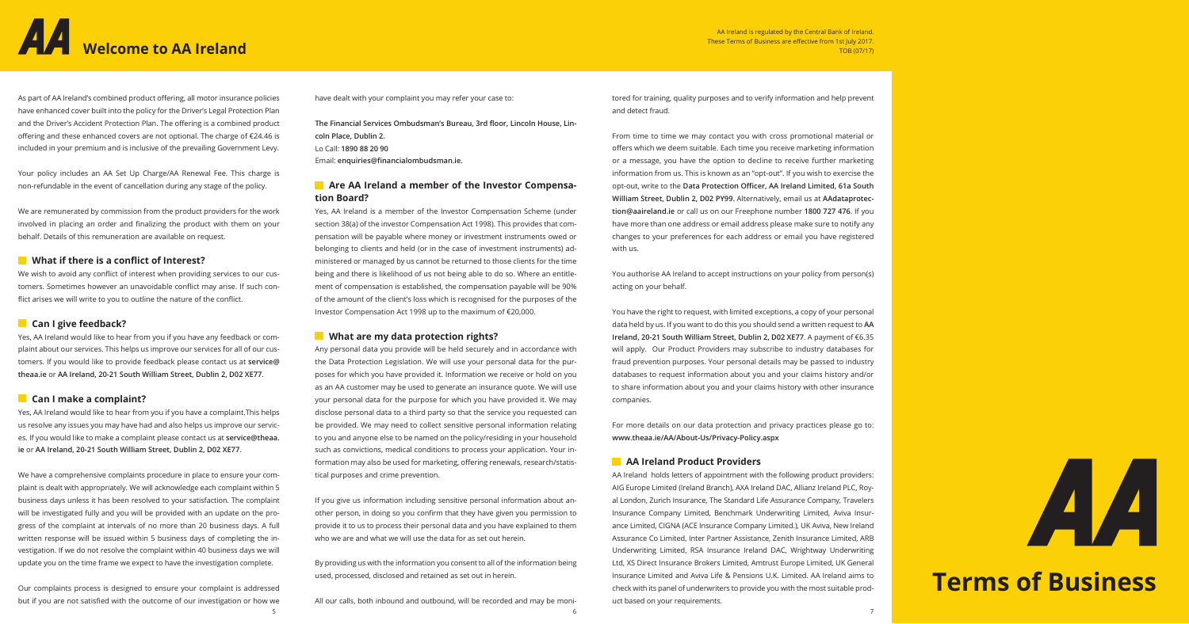# Welcome to AA Ireland

AA Ireland is regulated by the Central Bank of Ireland.
These Terms of Business are effective from 1st July 2017.
TOB (07/17)

As part of AA Ireland's combined product offering, all motor insurance policies have enhanced cover built into the policy for the Driver's Legal Protection Plan and the Driver's Accident Protection Plan. The offering is a combined product offering and these enhanced covers are not optional. The charge of €24.46 is included in your premium and is inclusive of the prevailing Government Levy.

Your policy includes an AA Set Up Charge/AA Renewal Fee. This charge is non-refundable in the event of cancellation during any stage of the policy.

We are remunerated by commission from the product providers for the work involved in placing an order and finalizing the product with them on your behalf. Details of this remuneration are available on request.

## What if there is a conflict of Interest?

We wish to avoid any conflict of interest when providing services to our customers. Sometimes however an unavoidable conflict may arise. If such conflict arises we will write to you to outline the nature of the conflict.

## Can I give feedback?

Yes, AA Ireland would like to hear from you if you have any feedback or complaint about our services. This helps us improve our services for all of our customers. If you would like to provide feedback please contact us at **service@theaa.ie** or **AA Ireland, 20-21 South William Street, Dublin 2, D02 XE77**.

## Can I make a complaint?

Yes, AA Ireland would like to hear from you if you have a complaint.This helps us resolve any issues you may have had and also helps us improve our services. If you would like to make a complaint please contact us at **service@theaa.ie** or **AA Ireland, 20-21 South William Street, Dublin 2, D02 XE77**.

We have a comprehensive complaints procedure in place to ensure your complaint is dealt with appropriately. We will acknowledge each complaint within 5 business days unless it has been resolved to your satisfaction. The complaint will be investigated fully and you will be provided with an update on the progress of the complaint at intervals of no more than 20 business days. A full written response will be issued within 5 business days of completing the investigation. If we do not resolve the complaint within 40 business days we will update you on the time frame we expect to have the investigation complete.

Our complaints process is designed to ensure your complaint is addressed but if you are not satisfied with the outcome of our investigation or how we have dealt with your complaint you may refer your case to:

**The Financial Services Ombudsman's Bureau, 3rd floor, Lincoln House, Lincoln Place, Dublin 2.**
Lo Call: **1890 88 20 90**
Email: **enquiries@financialombudsman.ie.**

## Are AA Ireland a member of the Investor Compensation Board?

Yes, AA Ireland is a member of the Investor Compensation Scheme (under section 38(a) of the investor Compensation Act 1998). This provides that compensation will be payable where money or investment instruments owed or belonging to clients and held (or in the case of investment instruments) administered or managed by us cannot be returned to those clients for the time being and there is likelihood of us not being able to do so. Where an entitlement of compensation is established, the compensation payable will be 90% of the amount of the client's loss which is recognised for the purposes of the Investor Compensation Act 1998 up to the maximum of €20,000.

## What are my data protection rights?

Any personal data you provide will be held securely and in accordance with the Data Protection Legislation. We will use your personal data for the purposes for which you have provided it. Information we receive or hold on you as an AA customer may be used to generate an insurance quote. We will use your personal data for the purpose for which you have provided it. We may disclose personal data to a third party so that the service you requested can be provided. We may need to collect sensitive personal information relating to you and anyone else to be named on the policy/residing in your household such as convictions, medical conditions to process your application. Your information may also be used for marketing, offering renewals, research/statistical purposes and crime prevention.

If you give us information including sensitive personal information about another person, in doing so you confirm that they have given you permission to provide it to us to process their personal data and you have explained to them who we are and what we will use the data for as set out herein.

By providing us with the information you consent to all of the information being used, processed, disclosed and retained as set out in herein.

All our calls, both inbound and outbound, will be recorded and may be monitored for training, quality purposes and to verify information and help prevent and detect fraud.

From time to time we may contact you with cross promotional material or offers which we deem suitable. Each time you receive marketing information or a message, you have the option to decline to receive further marketing information from us. This is known as an "opt-out". If you wish to exercise the opt-out, write to the **Data Protection Officer, AA Ireland Limited, 61a South William Street, Dublin 2, D02 PY99.** Alternatively, email us at **AAdataprotection@aaireland.ie** or call us on our Freephone number **1800 727 476**. If you have more than one address or email address please make sure to notify any changes to your preferences for each address or email you have registered with us.

You authorise AA Ireland to accept instructions on your policy from person(s) acting on your behalf.

You have the right to request, with limited exceptions, a copy of your personal data held by us. If you want to do this you should send a written request to **AA Ireland, 20-21 South William Street, Dublin 2, D02 XE77**. A payment of €6.35 will apply. Our Product Providers may subscribe to industry databases for fraud prevention purposes. Your personal details may be passed to industry databases to request information about you and your claims history and/or to share information about you and your claims history with other insurance companies.

For more details on our data protection and privacy practices please go to: **www.theaa.ie/AA/About-Us/Privacy-Policy.aspx**

## AA Ireland Product Providers

AA Ireland holds letters of appointment with the following product providers: AIG Europe Limited (Ireland Branch), AXA Ireland DAC, Allianz Ireland PLC, Royal London, Zurich Insurance, The Standard Life Assurance Company, Travelers Insurance Company Limited, Benchmark Underwriting Limited, Aviva Insurance Limited, CIGNA (ACE Insurance Company Limited.), UK Aviva, New Ireland Assurance Co Limited, Inter Partner Assistance, Zenith Insurance Limited, ARB Underwriting Limited, RSA Insurance Ireland DAC, Wrightway Underwriting Ltd, XS Direct Insurance Brokers Limited, Amtrust Europe Limited, UK General Insurance Limited and Aviva Life & Pensions U.K. Limited. AA Ireland aims to check with its panel of underwriters to provide you with the most suitable product based on your requirements.

# Terms of Business